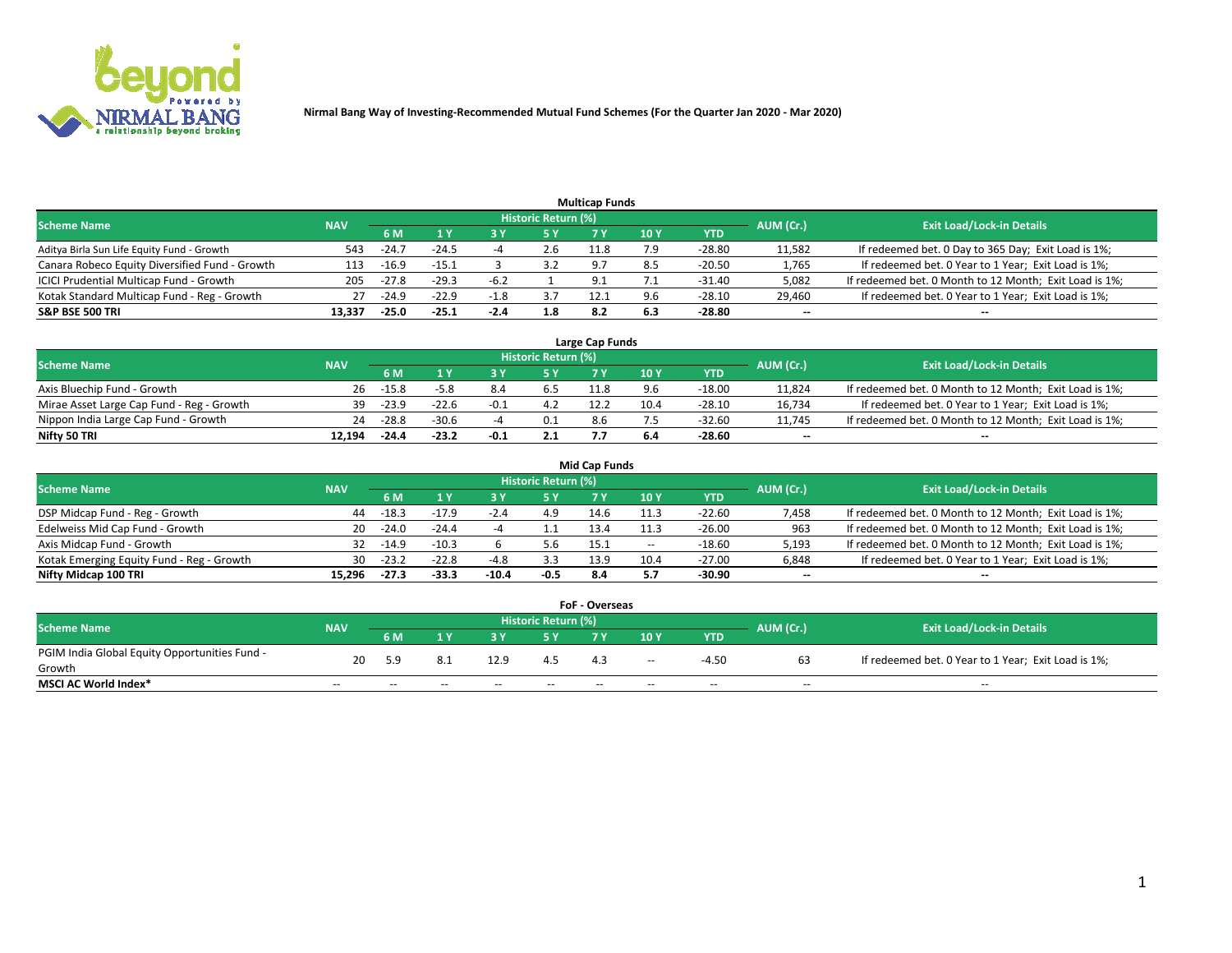# Nirmal Bang Way of Investing-Recommended Mutual Fund Schemes (For the Quarter Jan 2020 - Mar 2020)

## Multicap Funds

| Scheme Name | NAV | Historic Return (%) | | | | | | | AUM (Cr.) | Exit Load/Lock-in Details |
|---|---|---|---|---|---|---|---|---|---|---|
| | | 6 M | 1 Y | 3 Y | 5 Y | 7 Y | 10 Y | YTD | | |
| Aditya Birla Sun Life Equity Fund - Growth | 543 | -24.7 | -24.5 | -4 | 2.6 | 11.8 | 7.9 | -28.80 | 11,582 | If redeemed bet. 0 Day to 365 Day; Exit Load is 1%; |
| Canara Robeco Equity Diversified Fund - Growth | 113 | -16.9 | -15.1 | 3 | 3.2 | 9.7 | 8.5 | -20.50 | 1,765 | If redeemed bet. 0 Year to 1 Year; Exit Load is 1%; |
| ICICI Prudential Multicap Fund - Growth | 205 | -27.8 | -29.3 | -6.2 | 1 | 9.1 | 7.1 | -31.40 | 5,082 | If redeemed bet. 0 Month to 12 Month; Exit Load is 1%; |
| Kotak Standard Multicap Fund - Reg - Growth | 27 | -24.9 | -22.9 | -1.8 | 3.7 | 12.1 | 9.6 | -28.10 | 29,460 | If redeemed bet. 0 Year to 1 Year; Exit Load is 1%; |
| **S&P BSE 500 TRI** | **13,337** | **-25.0** | **-25.1** | **-2.4** | **1.8** | **8.2** | **6.3** | **-28.80** | **--** | **--** |

## Large Cap Funds

| Scheme Name | NAV | Historic Return (%) | | | | | | | AUM (Cr.) | Exit Load/Lock-in Details |
|---|---|---|---|---|---|---|---|---|---|---|
| | | 6 M | 1 Y | 3 Y | 5 Y | 7 Y | 10 Y | YTD | | |
| Axis Bluechip Fund - Growth | 26 | -15.8 | -5.8 | 8.4 | 6.5 | 11.8 | 9.6 | -18.00 | 11,824 | If redeemed bet. 0 Month to 12 Month; Exit Load is 1%; |
| Mirae Asset Large Cap Fund - Reg - Growth | 39 | -23.9 | -22.6 | -0.1 | 4.2 | 12.2 | 10.4 | -28.10 | 16,734 | If redeemed bet. 0 Year to 1 Year; Exit Load is 1%; |
| Nippon India Large Cap Fund - Growth | 24 | -28.8 | -30.6 | -4 | 0.1 | 8.6 | 7.5 | -32.60 | 11,745 | If redeemed bet. 0 Month to 12 Month; Exit Load is 1%; |
| **Nifty 50 TRI** | **12,194** | **-24.4** | **-23.2** | **-0.1** | **2.1** | **7.7** | **6.4** | **-28.60** | **--** | **--** |

## Mid Cap Funds

| Scheme Name | NAV | Historic Return (%) | | | | | | | AUM (Cr.) | Exit Load/Lock-in Details |
|---|---|---|---|---|---|---|---|---|---|---|
| | | 6 M | 1 Y | 3 Y | 5 Y | 7 Y | 10 Y | YTD | | |
| DSP Midcap Fund - Reg - Growth | 44 | -18.3 | -17.9 | -2.4 | 4.9 | 14.6 | 11.3 | -22.60 | 7,458 | If redeemed bet. 0 Month to 12 Month; Exit Load is 1%; |
| Edelweiss Mid Cap Fund - Growth | 20 | -24.0 | -24.4 | -4 | 1.1 | 13.4 | 11.3 | -26.00 | 963 | If redeemed bet. 0 Month to 12 Month; Exit Load is 1%; |
| Axis Midcap Fund - Growth | 32 | -14.9 | -10.3 | 6 | 5.6 | 15.1 | -- | -18.60 | 5,193 | If redeemed bet. 0 Month to 12 Month; Exit Load is 1%; |
| Kotak Emerging Equity Fund - Reg - Growth | 30 | -23.2 | -22.8 | -4.8 | 3.3 | 13.9 | 10.4 | -27.00 | 6,848 | If redeemed bet. 0 Year to 1 Year; Exit Load is 1%; |
| **Nifty Midcap 100 TRI** | **15,296** | **-27.3** | **-33.3** | **-10.4** | **-0.5** | **8.4** | **5.7** | **-30.90** | **--** | **--** |

## FoF - Overseas

| Scheme Name | NAV | Historic Return (%) | | | | | | | AUM (Cr.) | Exit Load/Lock-in Details |
|---|---|---|---|---|---|---|---|---|---|---|
| | | 6 M | 1 Y | 3 Y | 5 Y | 7 Y | 10 Y | YTD | | |
| PGIM India Global Equity Opportunities Fund - Growth | 20 | 5.9 | 8.1 | 12.9 | 4.5 | 4.3 | -- | -4.50 | 63 | If redeemed bet. 0 Year to 1 Year; Exit Load is 1%; |
| **MSCI AC World Index*** | -- | -- | -- | -- | -- | -- | -- | -- | -- | -- |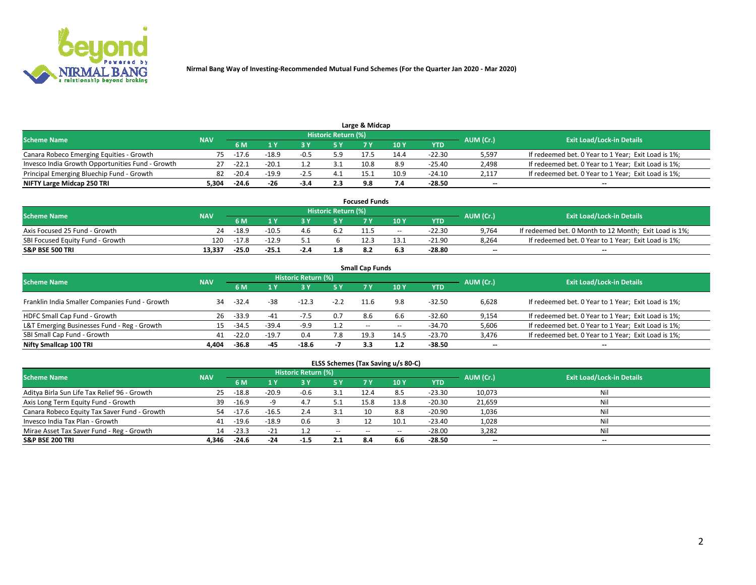Nirmal Bang Way of Investing-Recommended Mutual Fund Schemes (For the Quarter Jan 2020 - Mar 2020)

## Large & Midcap

| Scheme Name | NAV | Historic Return (%) | | | | | | | AUM (Cr.) | Exit Load/Lock-in Details |
|---|---|---|---|---|---|---|---|---|---|---|
| | | 6 M | 1 Y | 3 Y | 5 Y | 7 Y | 10 Y | YTD | | |
| Canara Robeco Emerging Equities - Growth | 75 | -17.6 | -18.9 | -0.5 | 5.9 | 17.5 | 14.4 | -22.30 | 5,597 | If redeemed bet. 0 Year to 1 Year; Exit Load is 1%; |
| Invesco India Growth Opportunities Fund - Growth | 27 | -22.1 | -20.1 | 1.2 | 3.1 | 10.8 | 8.9 | -25.40 | 2,498 | If redeemed bet. 0 Year to 1 Year; Exit Load is 1%; |
| Principal Emerging Bluechip Fund - Growth | 82 | -20.4 | -19.9 | -2.5 | 4.1 | 15.1 | 10.9 | -24.10 | 2,117 | If redeemed bet. 0 Year to 1 Year; Exit Load is 1%; |
| **NIFTY Large Midcap 250 TRI** | **5,304** | **-24.6** | **-26** | **-3.4** | **2.3** | **9.8** | **7.4** | **-28.50** | **--** | **--** |

## Focused Funds

| Scheme Name | NAV | Historic Return (%) | | | | | | | AUM (Cr.) | Exit Load/Lock-in Details |
|---|---|---|---|---|---|---|---|---|---|---|
| | | 6 M | 1 Y | 3 Y | 5 Y | 7 Y | 10 Y | YTD | | |
| Axis Focused 25 Fund - Growth | 24 | -18.9 | -10.5 | 4.6 | 6.2 | 11.5 | -- | -22.30 | 9,764 | If redeemed bet. 0 Month to 12 Month; Exit Load is 1%; |
| SBI Focused Equity Fund - Growth | 120 | -17.8 | -12.9 | 5.1 | 6 | 12.3 | 13.1 | -21.90 | 8,264 | If redeemed bet. 0 Year to 1 Year; Exit Load is 1%; |
| **S&P BSE 500 TRI** | **13,337** | **-25.0** | **-25.1** | **-2.4** | **1.8** | **8.2** | **6.3** | **-28.80** | **--** | **--** |

## Small Cap Funds

| Scheme Name | NAV | Historic Return (%) | | | | | | | AUM (Cr.) | Exit Load/Lock-in Details |
|---|---|---|---|---|---|---|---|---|---|---|
| | | 6 M | 1 Y | 3 Y | 5 Y | 7 Y | 10 Y | YTD | | |
| Franklin India Smaller Companies Fund - Growth | 34 | -32.4 | -38 | -12.3 | -2.2 | 11.6 | 9.8 | -32.50 | 6,628 | If redeemed bet. 0 Year to 1 Year; Exit Load is 1%; |
| HDFC Small Cap Fund - Growth | 26 | -33.9 | -41 | -7.5 | 0.7 | 8.6 | 6.6 | -32.60 | 9,154 | If redeemed bet. 0 Year to 1 Year; Exit Load is 1%; |
| L&T Emerging Businesses Fund - Reg - Growth | 15 | -34.5 | -39.4 | -9.9 | 1.2 | -- | -- | -34.70 | 5,606 | If redeemed bet. 0 Year to 1 Year; Exit Load is 1%; |
| SBI Small Cap Fund - Growth | 41 | -22.0 | -19.7 | 0.4 | 7.8 | 19.3 | 14.5 | -23.70 | 3,476 | If redeemed bet. 0 Year to 1 Year; Exit Load is 1%; |
| **Nifty Smallcap 100 TRI** | **4,404** | **-36.8** | **-45** | **-18.6** | **-7** | **3.3** | **1.2** | **-38.50** | **--** | **--** |

## ELSS Schemes (Tax Saving u/s 80-C)

| Scheme Name | NAV | Historic Return (%) | | | | | | | AUM (Cr.) | Exit Load/Lock-in Details |
|---|---|---|---|---|---|---|---|---|---|---|
| | | 6 M | 1 Y | 3 Y | 5 Y | 7 Y | 10 Y | YTD | | |
| Aditya Birla Sun Life Tax Relief 96 - Growth | 25 | -18.8 | -20.9 | -0.6 | 3.1 | 12.4 | 8.5 | -23.30 | 10,073 | Nil |
| Axis Long Term Equity Fund - Growth | 39 | -16.9 | -9 | 4.7 | 5.1 | 15.8 | 13.8 | -20.30 | 21,659 | Nil |
| Canara Robeco Equity Tax Saver Fund - Growth | 54 | -17.6 | -16.5 | 2.4 | 3.1 | 10 | 8.8 | -20.90 | 1,036 | Nil |
| Invesco India Tax Plan - Growth | 41 | -19.6 | -18.9 | 0.6 | 3 | 12 | 10.1 | -23.40 | 1,028 | Nil |
| Mirae Asset Tax Saver Fund - Reg - Growth | 14 | -23.3 | -21 | 1.2 | -- | -- | -- | -28.00 | 3,282 | Nil |
| **S&P BSE 200 TRI** | **4,346** | **-24.6** | **-24** | **-1.5** | **2.1** | **8.4** | **6.6** | **-28.50** | **--** | **--** |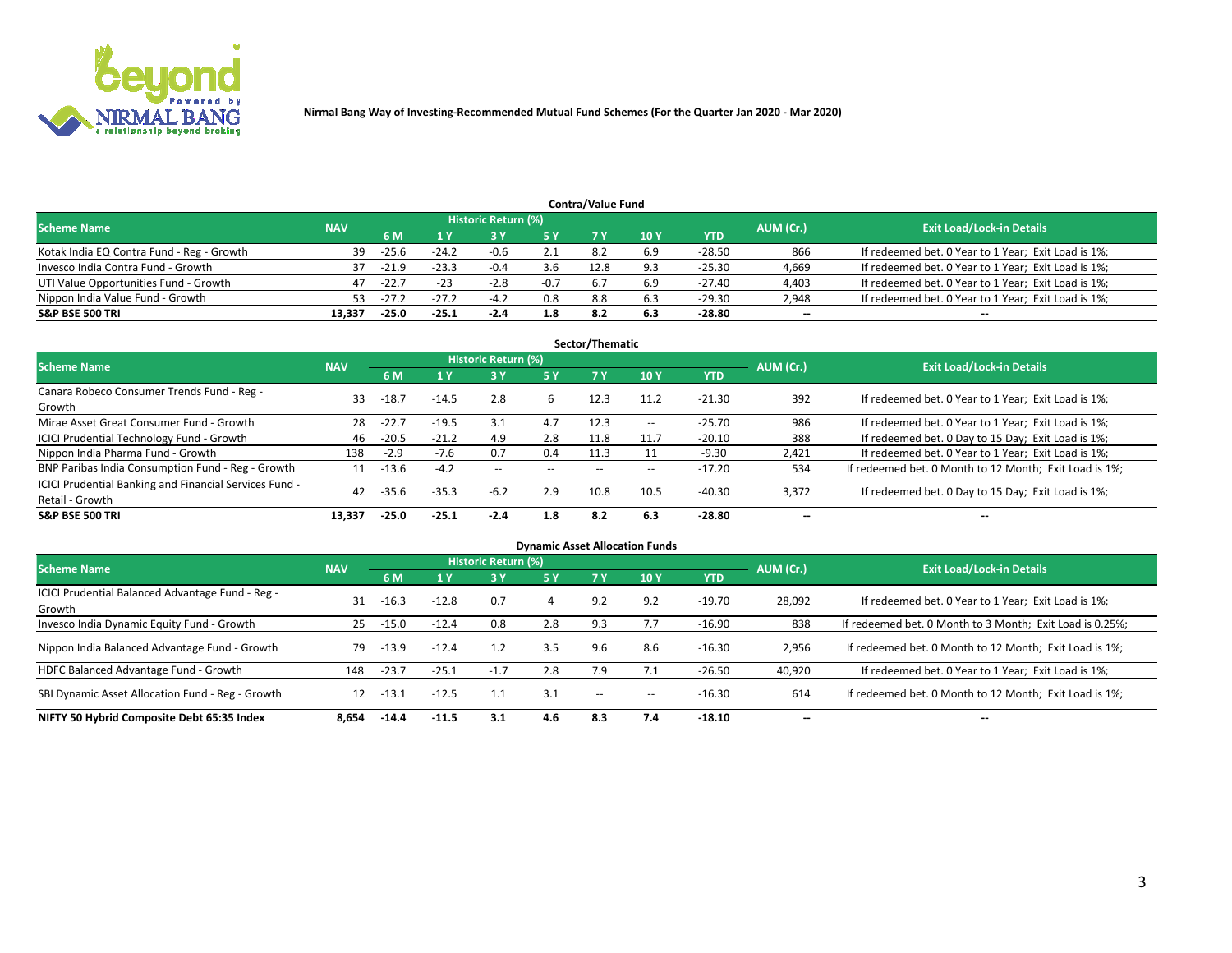Nirmal Bang Way of Investing-Recommended Mutual Fund Schemes (For the Quarter Jan 2020 - Mar 2020)

### Contra/Value Fund

| Scheme Name | NAV | Historic Return (%) | | | | | | | AUM (Cr.) | Exit Load/Lock-in Details |
|---|---|---|---|---|---|---|---|---|---|---|
| | | 6 M | 1 Y | 3 Y | 5 Y | 7 Y | 10 Y | YTD | | |
| Kotak India EQ Contra Fund - Reg - Growth | 39 | -25.6 | -24.2 | -0.6 | 2.1 | 8.2 | 6.9 | -28.50 | 866 | If redeemed bet. 0 Year to 1 Year; Exit Load is 1%; |
| Invesco India Contra Fund - Growth | 37 | -21.9 | -23.3 | -0.4 | 3.6 | 12.8 | 9.3 | -25.30 | 4,669 | If redeemed bet. 0 Year to 1 Year; Exit Load is 1%; |
| UTI Value Opportunities Fund - Growth | 47 | -22.7 | -23 | -2.8 | -0.7 | 6.7 | 6.9 | -27.40 | 4,403 | If redeemed bet. 0 Year to 1 Year; Exit Load is 1%; |
| Nippon India Value Fund - Growth | 53 | -27.2 | -27.2 | -4.2 | 0.8 | 8.8 | 6.3 | -29.30 | 2,948 | If redeemed bet. 0 Year to 1 Year; Exit Load is 1%; |
| **S&P BSE 500 TRI** | **13,337** | **-25.0** | **-25.1** | **-2.4** | **1.8** | **8.2** | **6.3** | **-28.80** | -- | -- |

### Sector/Thematic

| Scheme Name | NAV | Historic Return (%) | | | | | | | AUM (Cr.) | Exit Load/Lock-in Details |
|---|---|---|---|---|---|---|---|---|---|---|
| | | 6 M | 1 Y | 3 Y | 5 Y | 7 Y | 10 Y | YTD | | |
| Canara Robeco Consumer Trends Fund - Reg - Growth | 33 | -18.7 | -14.5 | 2.8 | 6 | 12.3 | 11.2 | -21.30 | 392 | If redeemed bet. 0 Year to 1 Year; Exit Load is 1%; |
| Mirae Asset Great Consumer Fund - Growth | 28 | -22.7 | -19.5 | 3.1 | 4.7 | 12.3 | -- | -25.70 | 986 | If redeemed bet. 0 Year to 1 Year; Exit Load is 1%; |
| ICICI Prudential Technology Fund - Growth | 46 | -20.5 | -21.2 | 4.9 | 2.8 | 11.8 | 11.7 | -20.10 | 388 | If redeemed bet. 0 Day to 15 Day; Exit Load is 1%; |
| Nippon India Pharma Fund - Growth | 138 | -2.9 | -7.6 | 0.7 | 0.4 | 11.3 | 11 | -9.30 | 2,421 | If redeemed bet. 0 Year to 1 Year; Exit Load is 1%; |
| BNP Paribas India Consumption Fund - Reg - Growth | 11 | -13.6 | -4.2 | -- | -- | -- | -- | -17.20 | 534 | If redeemed bet. 0 Month to 12 Month; Exit Load is 1%; |
| ICICI Prudential Banking and Financial Services Fund - Retail - Growth | 42 | -35.6 | -35.3 | -6.2 | 2.9 | 10.8 | 10.5 | -40.30 | 3,372 | If redeemed bet. 0 Day to 15 Day; Exit Load is 1%; |
| **S&P BSE 500 TRI** | **13,337** | **-25.0** | **-25.1** | **-2.4** | **1.8** | **8.2** | **6.3** | **-28.80** | -- | -- |

### Dynamic Asset Allocation Funds

| Scheme Name | NAV | Historic Return (%) | | | | | | | AUM (Cr.) | Exit Load/Lock-in Details |
|---|---|---|---|---|---|---|---|---|---|---|
| | | 6 M | 1 Y | 3 Y | 5 Y | 7 Y | 10 Y | YTD | | |
| ICICI Prudential Balanced Advantage Fund - Reg - Growth | 31 | -16.3 | -12.8 | 0.7 | 4 | 9.2 | 9.2 | -19.70 | 28,092 | If redeemed bet. 0 Year to 1 Year; Exit Load is 1%; |
| Invesco India Dynamic Equity Fund - Growth | 25 | -15.0 | -12.4 | 0.8 | 2.8 | 9.3 | 7.7 | -16.90 | 838 | If redeemed bet. 0 Month to 3 Month; Exit Load is 0.25%; |
| Nippon India Balanced Advantage Fund - Growth | 79 | -13.9 | -12.4 | 1.2 | 3.5 | 9.6 | 8.6 | -16.30 | 2,956 | If redeemed bet. 0 Month to 12 Month; Exit Load is 1%; |
| HDFC Balanced Advantage Fund - Growth | 148 | -23.7 | -25.1 | -1.7 | 2.8 | 7.9 | 7.1 | -26.50 | 40,920 | If redeemed bet. 0 Year to 1 Year; Exit Load is 1%; |
| SBI Dynamic Asset Allocation Fund - Reg - Growth | 12 | -13.1 | -12.5 | 1.1 | 3.1 | -- | -- | -16.30 | 614 | If redeemed bet. 0 Month to 12 Month; Exit Load is 1%; |
| **NIFTY 50 Hybrid Composite Debt 65:35 Index** | **8,654** | **-14.4** | **-11.5** | **3.1** | **4.6** | **8.3** | **7.4** | **-18.10** | -- | -- |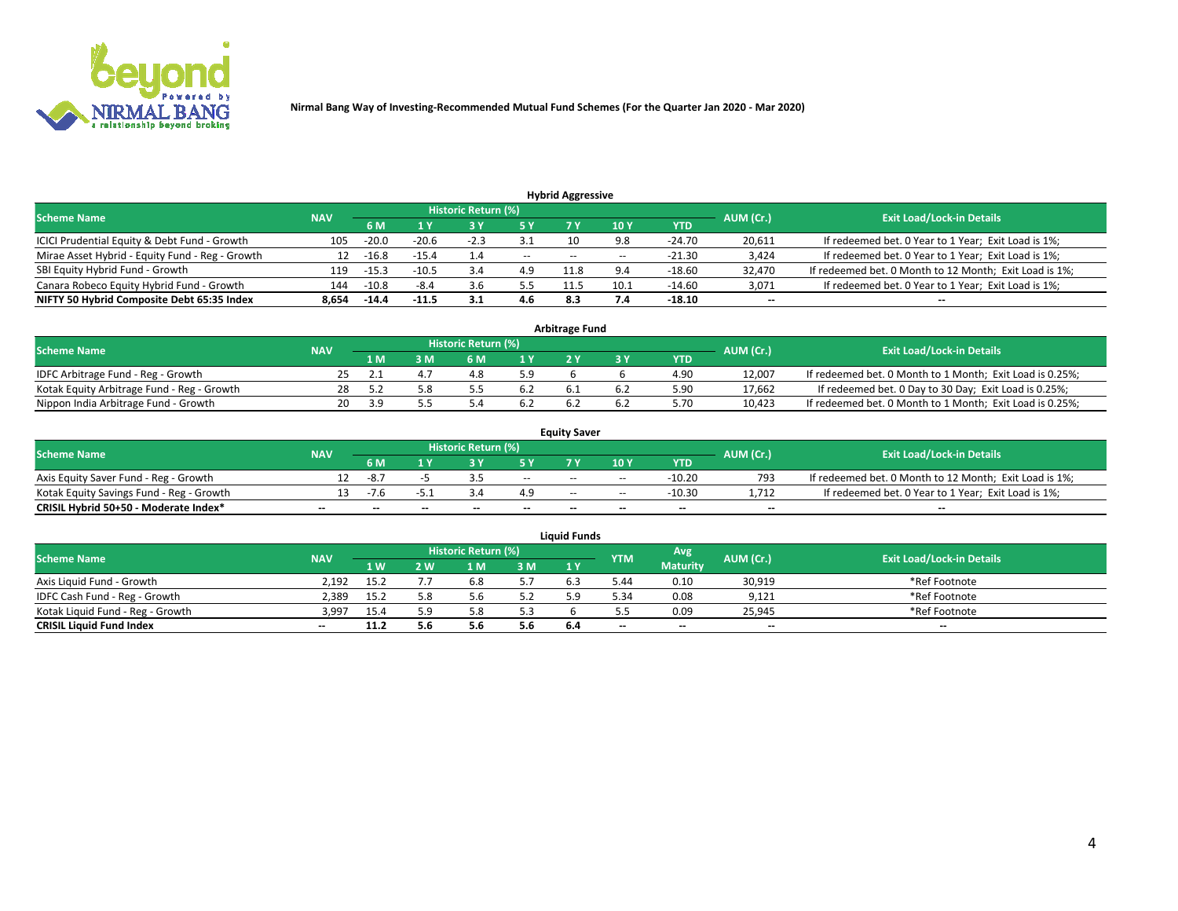Nirmal Bang Way of Investing-Recommended Mutual Fund Schemes (For the Quarter Jan 2020 - Mar 2020)

### Hybrid Aggressive

| Scheme Name | NAV | Historic Return (%) | | | | | | | AUM (Cr.) | Exit Load/Lock-in Details |
|---|---|---|---|---|---|---|---|---|---|---|
| | | 6 M | 1 Y | 3 Y | 5 Y | 7 Y | 10 Y | YTD | | |
| ICICI Prudential Equity & Debt Fund - Growth | 105 | -20.0 | -20.6 | -2.3 | 3.1 | 10 | 9.8 | -24.70 | 20,611 | If redeemed bet. 0 Year to 1 Year; Exit Load is 1%; |
| Mirae Asset Hybrid - Equity Fund - Reg - Growth | 12 | -16.8 | -15.4 | 1.4 | -- | -- | -- | -21.30 | 3,424 | If redeemed bet. 0 Year to 1 Year; Exit Load is 1%; |
| SBI Equity Hybrid Fund - Growth | 119 | -15.3 | -10.5 | 3.4 | 4.9 | 11.8 | 9.4 | -18.60 | 32,470 | If redeemed bet. 0 Month to 12 Month; Exit Load is 1%; |
| Canara Robeco Equity Hybrid Fund - Growth | 144 | -10.8 | -8.4 | 3.6 | 5.5 | 11.5 | 10.1 | -14.60 | 3,071 | If redeemed bet. 0 Year to 1 Year; Exit Load is 1%; |
| **NIFTY 50 Hybrid Composite Debt 65:35 Index** | **8,654** | **-14.4** | **-11.5** | **3.1** | **4.6** | **8.3** | **7.4** | **-18.10** | **--** | **--** |

### Arbitrage Fund

| Scheme Name | NAV | Historic Return (%) | | | | | | | AUM (Cr.) | Exit Load/Lock-in Details |
|---|---|---|---|---|---|---|---|---|---|---|
| | | 1 M | 3 M | 6 M | 1 Y | 2 Y | 3 Y | YTD | | |
| IDFC Arbitrage Fund - Reg - Growth | 25 | 2.1 | 4.7 | 4.8 | 5.9 | 6 | 6 | 4.90 | 12,007 | If redeemed bet. 0 Month to 1 Month; Exit Load is 0.25%; |
| Kotak Equity Arbitrage Fund - Reg - Growth | 28 | 5.2 | 5.8 | 5.5 | 6.2 | 6.1 | 6.2 | 5.90 | 17,662 | If redeemed bet. 0 Day to 30 Day; Exit Load is 0.25%; |
| Nippon India Arbitrage Fund - Growth | 20 | 3.9 | 5.5 | 5.4 | 6.2 | 6.2 | 6.2 | 5.70 | 10,423 | If redeemed bet. 0 Month to 1 Month; Exit Load is 0.25%; |

### Equity Saver

| Scheme Name | NAV | Historic Return (%) | | | | | | | AUM (Cr.) | Exit Load/Lock-in Details |
|---|---|---|---|---|---|---|---|---|---|---|
| | | 6 M | 1 Y | 3 Y | 5 Y | 7 Y | 10 Y | YTD | | |
| Axis Equity Saver Fund - Reg - Growth | 12 | -8.7 | -5 | 3.5 | -- | -- | -- | -10.20 | 793 | If redeemed bet. 0 Month to 12 Month; Exit Load is 1%; |
| Kotak Equity Savings Fund - Reg - Growth | 13 | -7.6 | -5.1 | 3.4 | 4.9 | -- | -- | -10.30 | 1,712 | If redeemed bet. 0 Year to 1 Year; Exit Load is 1%; |
| **CRISIL Hybrid 50+50 - Moderate Index*** | **--** | **--** | **--** | **--** | **--** | **--** | **--** | **--** | **--** | **--** |

### Liquid Funds

| Scheme Name | NAV | Historic Return (%) | | | | | YTM | Avg Maturity | AUM (Cr.) | Exit Load/Lock-in Details |
|---|---|---|---|---|---|---|---|---|---|---|
| | | 1 W | 2 W | 1 M | 3 M | 1 Y | | | | |
| Axis Liquid Fund - Growth | 2,192 | 15.2 | 7.7 | 6.8 | 5.7 | 6.3 | 5.44 | 0.10 | 30,919 | *Ref Footnote |
| IDFC Cash Fund - Reg - Growth | 2,389 | 15.2 | 5.8 | 5.6 | 5.2 | 5.9 | 5.34 | 0.08 | 9,121 | *Ref Footnote |
| Kotak Liquid Fund - Reg - Growth | 3,997 | 15.4 | 5.9 | 5.8 | 5.3 | 6 | 5.5 | 0.09 | 25,945 | *Ref Footnote |
| **CRISIL Liquid Fund Index** | **--** | **11.2** | **5.6** | **5.6** | **5.6** | **6.4** | **--** | **--** | **--** | **--** |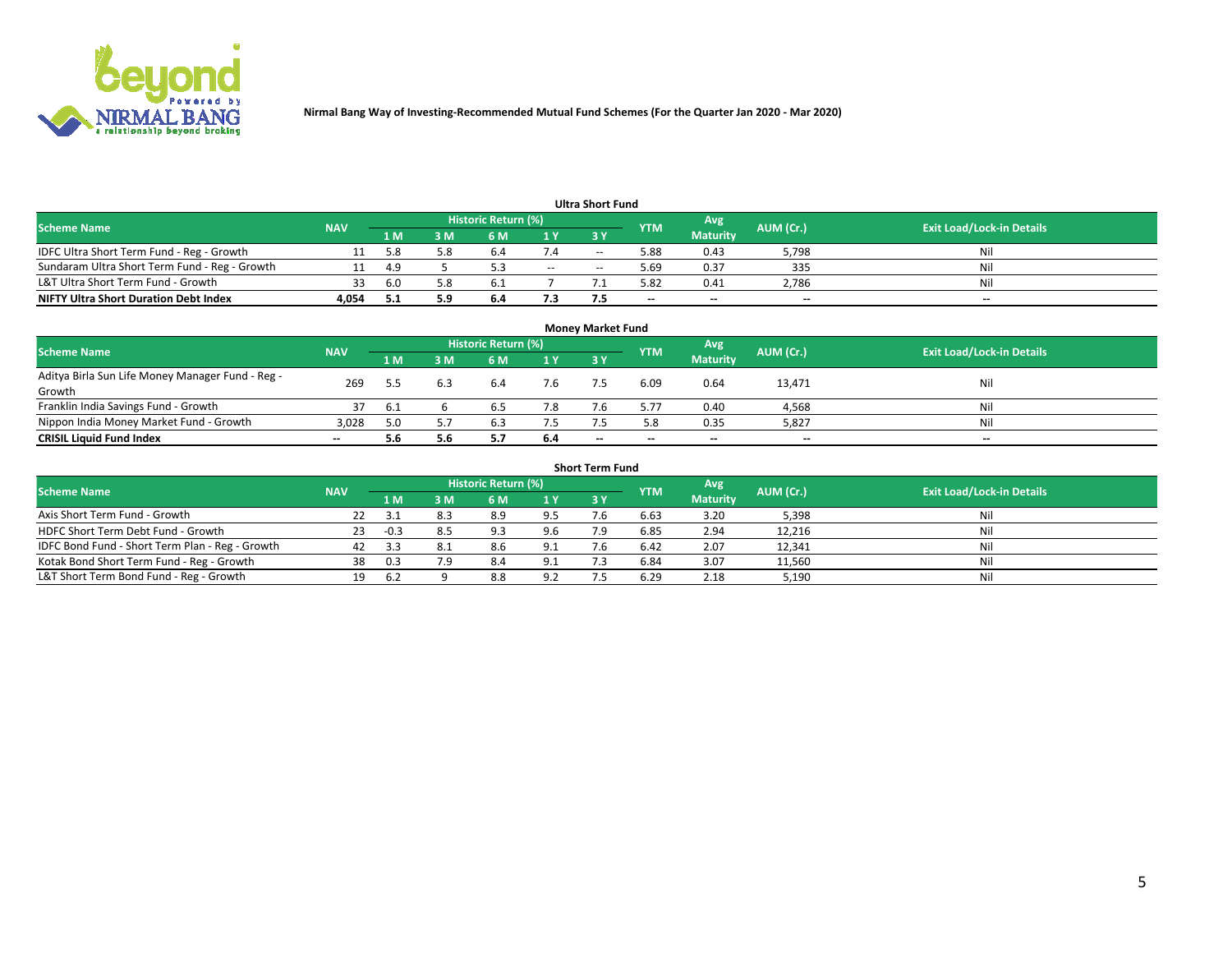Nirmal Bang Way of Investing-Recommended Mutual Fund Schemes (For the Quarter Jan 2020 - Mar 2020)

### Ultra Short Fund

| Scheme Name | NAV | Historic Return (%) | | | | | YTM | Avg Maturity | AUM (Cr.) | Exit Load/Lock-in Details |
|---|---|---|---|---|---|---|---|---|---|---|
| | | 1 M | 3 M | 6 M | 1 Y | 3 Y | | | | |
| IDFC Ultra Short Term Fund - Reg - Growth | 11 | 5.8 | 5.8 | 6.4 | 7.4 | -- | 5.88 | 0.43 | 5,798 | Nil |
| Sundaram Ultra Short Term Fund - Reg - Growth | 11 | 4.9 | 5 | 5.3 | -- | -- | 5.69 | 0.37 | 335 | Nil |
| L&T Ultra Short Term Fund - Growth | 33 | 6.0 | 5.8 | 6.1 | 7 | 7.1 | 5.82 | 0.41 | 2,786 | Nil |
| **NIFTY Ultra Short Duration Debt Index** | **4,054** | **5.1** | **5.9** | **6.4** | **7.3** | **7.5** | **--** | **--** | **--** | **--** |

### Money Market Fund

| Scheme Name | NAV | Historic Return (%) | | | | | YTM | Avg Maturity | AUM (Cr.) | Exit Load/Lock-in Details |
|---|---|---|---|---|---|---|---|---|---|---|
| | | 1 M | 3 M | 6 M | 1 Y | 3 Y | | | | |
| Aditya Birla Sun Life Money Manager Fund - Reg - Growth | 269 | 5.5 | 6.3 | 6.4 | 7.6 | 7.5 | 6.09 | 0.64 | 13,471 | Nil |
| Franklin India Savings Fund - Growth | 37 | 6.1 | 6 | 6.5 | 7.8 | 7.6 | 5.77 | 0.40 | 4,568 | Nil |
| Nippon India Money Market Fund - Growth | 3,028 | 5.0 | 5.7 | 6.3 | 7.5 | 7.5 | 5.8 | 0.35 | 5,827 | Nil |
| **CRISIL Liquid Fund Index** | **--** | **5.6** | **5.6** | **5.7** | **6.4** | **--** | **--** | **--** | **--** | **--** |

### Short Term Fund

| Scheme Name | NAV | Historic Return (%) | | | | | YTM | Avg Maturity | AUM (Cr.) | Exit Load/Lock-in Details |
|---|---|---|---|---|---|---|---|---|---|---|
| | | 1 M | 3 M | 6 M | 1 Y | 3 Y | | | | |
| Axis Short Term Fund - Growth | 22 | 3.1 | 8.3 | 8.9 | 9.5 | 7.6 | 6.63 | 3.20 | 5,398 | Nil |
| HDFC Short Term Debt Fund - Growth | 23 | -0.3 | 8.5 | 9.3 | 9.6 | 7.9 | 6.85 | 2.94 | 12,216 | Nil |
| IDFC Bond Fund - Short Term Plan - Reg - Growth | 42 | 3.3 | 8.1 | 8.6 | 9.1 | 7.6 | 6.42 | 2.07 | 12,341 | Nil |
| Kotak Bond Short Term Fund - Reg - Growth | 38 | 0.3 | 7.9 | 8.4 | 9.1 | 7.3 | 6.84 | 3.07 | 11,560 | Nil |
| L&T Short Term Bond Fund - Reg - Growth | 19 | 6.2 | 9 | 8.8 | 9.2 | 7.5 | 6.29 | 2.18 | 5,190 | Nil |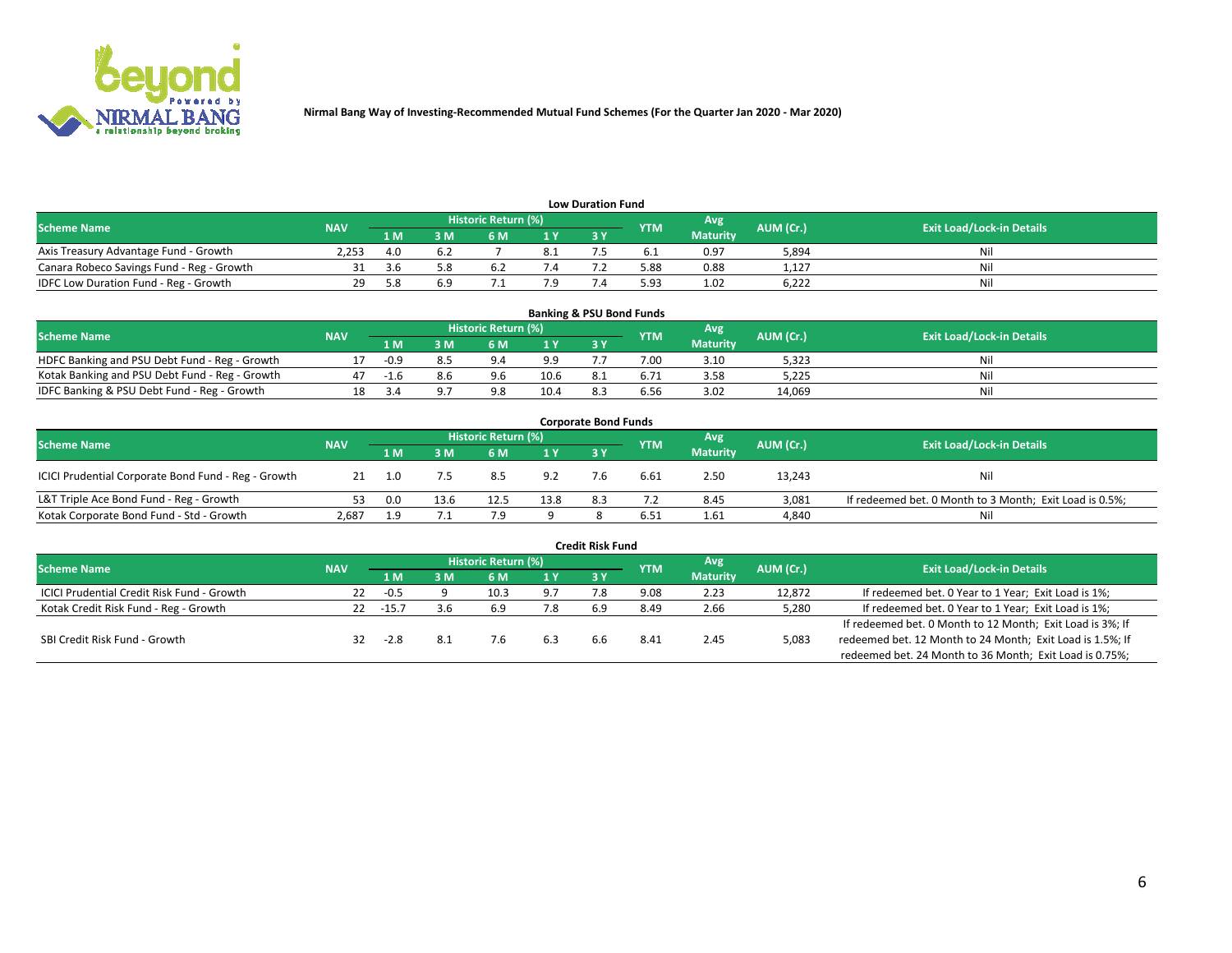**Nirmal Bang Way of Investing-Recommended Mutual Fund Schemes (For the Quarter Jan 2020 - Mar 2020)**

### Low Duration Fund

| Scheme Name | NAV | Historic Return (%) | | | | | YTM | Avg Maturity | AUM (Cr.) | Exit Load/Lock-in Details |
|---|---|---|---|---|---|---|---|---|---|---|
| | | 1 M | 3 M | 6 M | 1 Y | 3 Y | | | | |
| Axis Treasury Advantage Fund - Growth | 2,253 | 4.0 | 6.2 | 7 | 8.1 | 7.5 | 6.1 | 0.97 | 5,894 | Nil |
| Canara Robeco Savings Fund - Reg - Growth | 31 | 3.6 | 5.8 | 6.2 | 7.4 | 7.2 | 5.88 | 0.88 | 1,127 | Nil |
| IDFC Low Duration Fund - Reg - Growth | 29 | 5.8 | 6.9 | 7.1 | 7.9 | 7.4 | 5.93 | 1.02 | 6,222 | Nil |

### Banking & PSU Bond Funds

| Scheme Name | NAV | Historic Return (%) | | | | | YTM | Avg Maturity | AUM (Cr.) | Exit Load/Lock-in Details |
|---|---|---|---|---|---|---|---|---|---|---|
| | | 1 M | 3 M | 6 M | 1 Y | 3 Y | | | | |
| HDFC Banking and PSU Debt Fund - Reg - Growth | 17 | -0.9 | 8.5 | 9.4 | 9.9 | 7.7 | 7.00 | 3.10 | 5,323 | Nil |
| Kotak Banking and PSU Debt Fund - Reg - Growth | 47 | -1.6 | 8.6 | 9.6 | 10.6 | 8.1 | 6.71 | 3.58 | 5,225 | Nil |
| IDFC Banking & PSU Debt Fund - Reg - Growth | 18 | 3.4 | 9.7 | 9.8 | 10.4 | 8.3 | 6.56 | 3.02 | 14,069 | Nil |

### Corporate Bond Funds

| Scheme Name | NAV | Historic Return (%) | | | | | YTM | Avg Maturity | AUM (Cr.) | Exit Load/Lock-in Details |
|---|---|---|---|---|---|---|---|---|---|---|
| | | 1 M | 3 M | 6 M | 1 Y | 3 Y | | | | |
| ICICI Prudential Corporate Bond Fund - Reg - Growth | 21 | 1.0 | 7.5 | 8.5 | 9.2 | 7.6 | 6.61 | 2.50 | 13,243 | Nil |
| L&T Triple Ace Bond Fund - Reg - Growth | 53 | 0.0 | 13.6 | 12.5 | 13.8 | 8.3 | 7.2 | 8.45 | 3,081 | If redeemed bet. 0 Month to 3 Month; Exit Load is 0.5%; |
| Kotak Corporate Bond Fund - Std - Growth | 2,687 | 1.9 | 7.1 | 7.9 | 9 | 8 | 6.51 | 1.61 | 4,840 | Nil |

### Credit Risk Fund

| Scheme Name | NAV | Historic Return (%) | | | | | YTM | Avg Maturity | AUM (Cr.) | Exit Load/Lock-in Details |
|---|---|---|---|---|---|---|---|---|---|---|
| | | 1 M | 3 M | 6 M | 1 Y | 3 Y | | | | |
| ICICI Prudential Credit Risk Fund - Growth | 22 | -0.5 | 9 | 10.3 | 9.7 | 7.8 | 9.08 | 2.23 | 12,872 | If redeemed bet. 0 Year to 1 Year; Exit Load is 1%; |
| Kotak Credit Risk Fund - Reg - Growth | 22 | -15.7 | 3.6 | 6.9 | 7.8 | 6.9 | 8.49 | 2.66 | 5,280 | If redeemed bet. 0 Year to 1 Year; Exit Load is 1%; |
| SBI Credit Risk Fund - Growth | 32 | -2.8 | 8.1 | 7.6 | 6.3 | 6.6 | 8.41 | 2.45 | 5,083 | If redeemed bet. 0 Month to 12 Month; Exit Load is 3%; If redeemed bet. 12 Month to 24 Month; Exit Load is 1.5%; If redeemed bet. 24 Month to 36 Month; Exit Load is 0.75%; |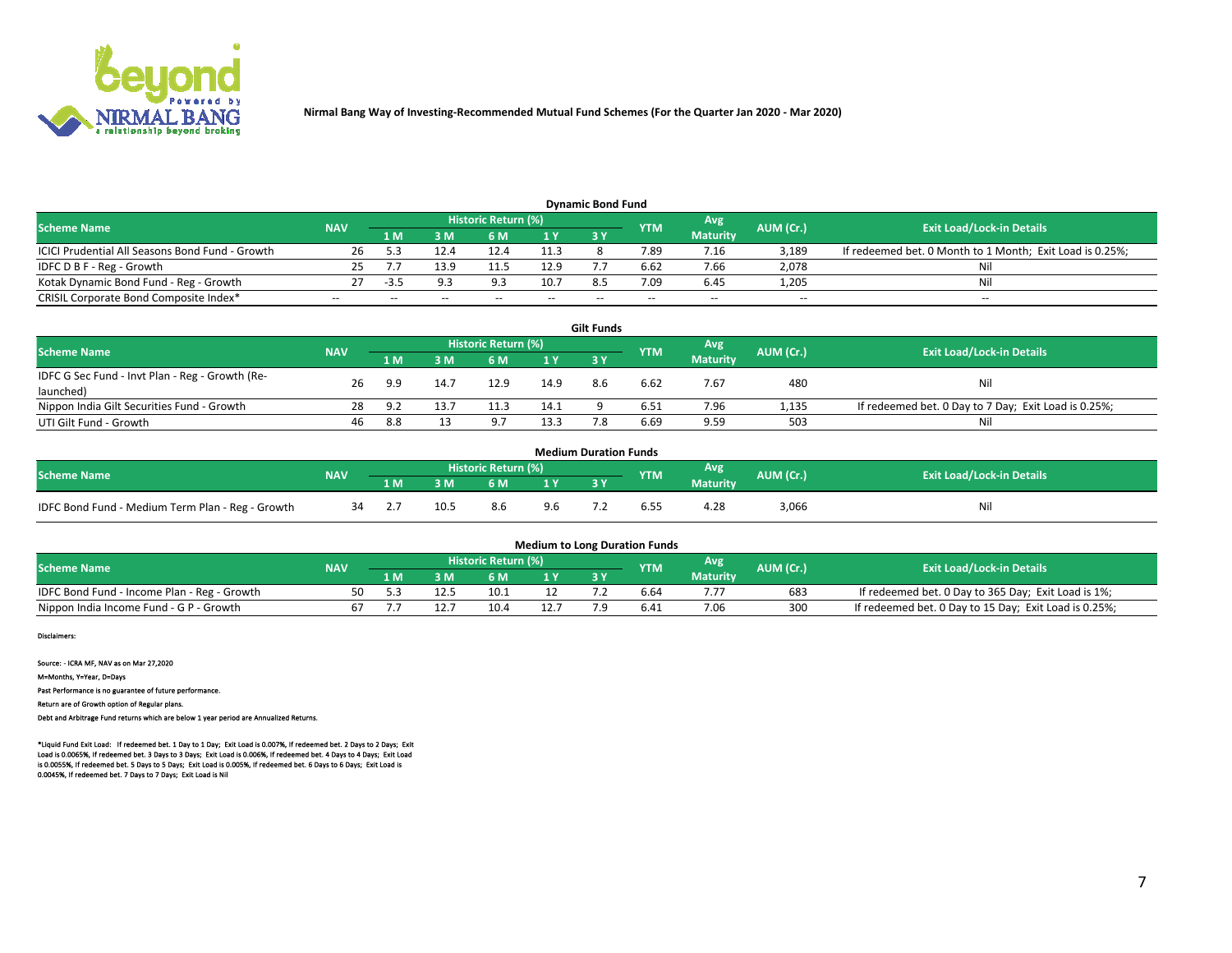Nirmal Bang Way of Investing-Recommended Mutual Fund Schemes (For the Quarter Jan 2020 - Mar 2020)

## Dynamic Bond Fund

| Scheme Name | NAV | Historic Return (%) | | | | | YTM | Avg Maturity | AUM (Cr.) | Exit Load/Lock-in Details |
|---|---|---|---|---|---|---|---|---|---|---|
| | | 1 M | 3 M | 6 M | 1 Y | 3 Y | | | | |
| ICICI Prudential All Seasons Bond Fund - Growth | 26 | 5.3 | 12.4 | 12.4 | 11.3 | 8 | 7.89 | 7.16 | 3,189 | If redeemed bet. 0 Month to 1 Month; Exit Load is 0.25%; |
| IDFC D B F - Reg - Growth | 25 | 7.7 | 13.9 | 11.5 | 12.9 | 7.7 | 6.62 | 7.66 | 2,078 | Nil |
| Kotak Dynamic Bond Fund - Reg - Growth | 27 | -3.5 | 9.3 | 9.3 | 10.7 | 8.5 | 7.09 | 6.45 | 1,205 | Nil |
| CRISIL Corporate Bond Composite Index* | -- | -- | -- | -- | -- | -- | -- | -- | -- | -- |

## Gilt Funds

| Scheme Name | NAV | Historic Return (%) | | | | | YTM | Avg Maturity | AUM (Cr.) | Exit Load/Lock-in Details |
|---|---|---|---|---|---|---|---|---|---|---|
| | | 1 M | 3 M | 6 M | 1 Y | 3 Y | | | | |
| IDFC G Sec Fund - Invt Plan - Reg - Growth (Re-launched) | 26 | 9.9 | 14.7 | 12.9 | 14.9 | 8.6 | 6.62 | 7.67 | 480 | Nil |
| Nippon India Gilt Securities Fund - Growth | 28 | 9.2 | 13.7 | 11.3 | 14.1 | 9 | 6.51 | 7.96 | 1,135 | If redeemed bet. 0 Day to 7 Day; Exit Load is 0.25%; |
| UTI Gilt Fund - Growth | 46 | 8.8 | 13 | 9.7 | 13.3 | 7.8 | 6.69 | 9.59 | 503 | Nil |

## Medium Duration Funds

| Scheme Name | NAV | Historic Return (%) | | | | | YTM | Avg Maturity | AUM (Cr.) | Exit Load/Lock-in Details |
|---|---|---|---|---|---|---|---|---|---|---|
| | | 1 M | 3 M | 6 M | 1 Y | 3 Y | | | | |
| IDFC Bond Fund - Medium Term Plan - Reg - Growth | 34 | 2.7 | 10.5 | 8.6 | 9.6 | 7.2 | 6.55 | 4.28 | 3,066 | Nil |

## Medium to Long Duration Funds

| Scheme Name | NAV | Historic Return (%) | | | | | YTM | Avg Maturity | AUM (Cr.) | Exit Load/Lock-in Details |
|---|---|---|---|---|---|---|---|---|---|---|
| | | 1 M | 3 M | 6 M | 1 Y | 3 Y | | | | |
| IDFC Bond Fund - Income Plan - Reg - Growth | 50 | 5.3 | 12.5 | 10.1 | 12 | 7.2 | 6.64 | 7.77 | 683 | If redeemed bet. 0 Day to 365 Day; Exit Load is 1%; |
| Nippon India Income Fund - G P - Growth | 67 | 7.7 | 12.7 | 10.4 | 12.7 | 7.9 | 6.41 | 7.06 | 300 | If redeemed bet. 0 Day to 15 Day; Exit Load is 0.25%; |

Disclaimers:

Source: - ICRA MF, NAV as on Mar 27,2020

M=Months, Y=Year, D=Days

Past Performance is no guarantee of future performance.

Return are of Growth option of Regular plans.

Debt and Arbitrage Fund returns which are below 1 year period are Annualized Returns.

*Liquid Fund Exit Load: If redeemed bet. 1 Day to 1 Day; Exit Load is 0.007%, If redeemed bet. 2 Days to 2 Days; Exit Load is 0.0065%, If redeemed bet. 3 Days to 3 Days; Exit Load is 0.006%, If redeemed bet. 4 Days to 4 Days; Exit Load is 0.0055%, If redeemed bet. 5 Days to 5 Days; Exit Load is 0.005%, If redeemed bet. 6 Days to 6 Days; Exit Load is 0.0045%, If redeemed bet. 7 Days to 7 Days; Exit Load is Nil